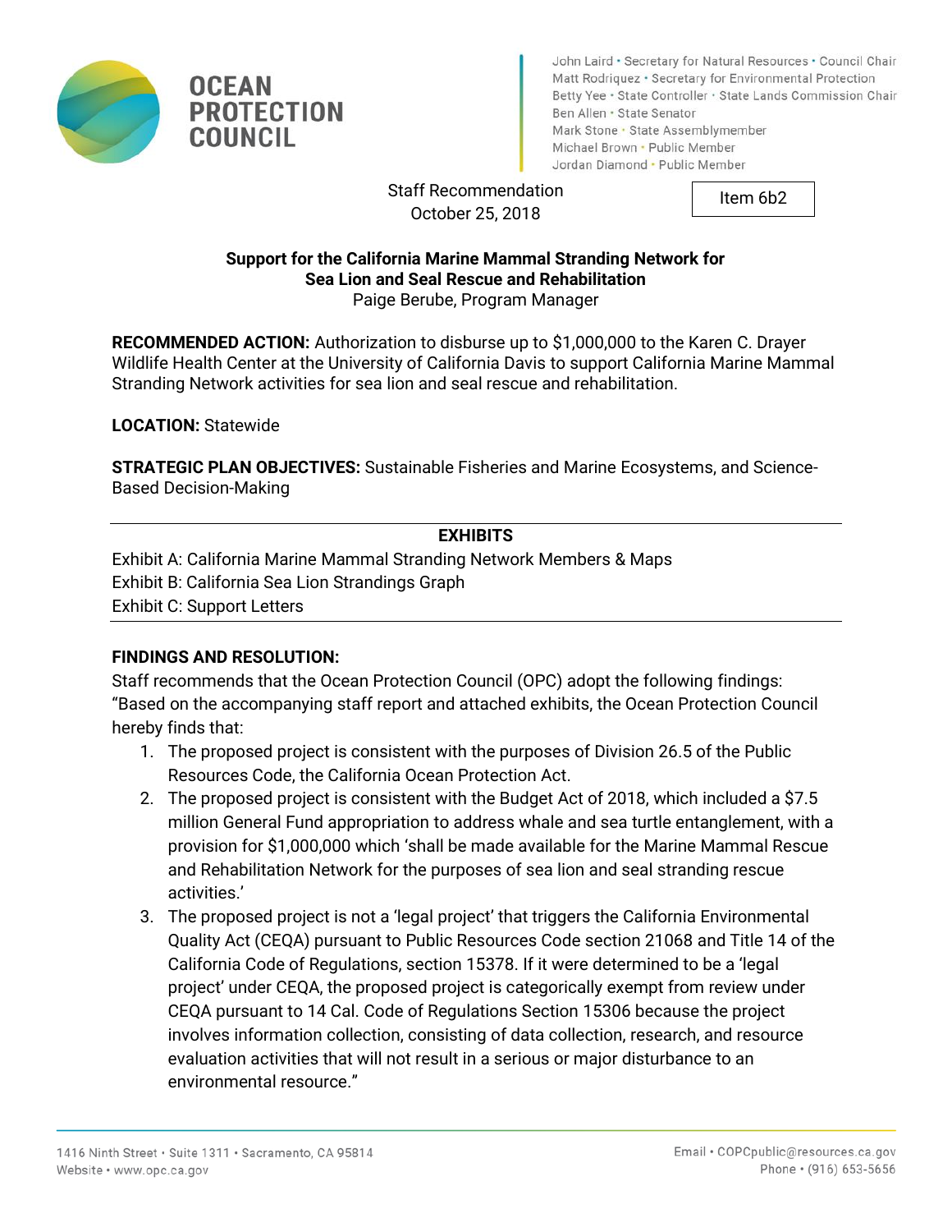# OCEAN PROTECTION COUNCIL

John Laird • Secretary for Natural Resources • Council Chair
Matt Rodriquez • Secretary for Environmental Protection
Betty Yee • State Controller • State Lands Commission Chair
Ben Allen • State Senator
Mark Stone • State Assemblymember
Michael Brown • Public Member
Jordan Diamond • Public Member

Staff Recommendation
October 25, 2018

Item 6b2

**Support for the California Marine Mammal Stranding Network for Sea Lion and Seal Rescue and Rehabilitation**
Paige Berube, Program Manager

**RECOMMENDED ACTION:** Authorization to disburse up to $1,000,000 to the Karen C. Drayer Wildlife Health Center at the University of California Davis to support California Marine Mammal Stranding Network activities for sea lion and seal rescue and rehabilitation.

**LOCATION:** Statewide

**STRATEGIC PLAN OBJECTIVES:** Sustainable Fisheries and Marine Ecosystems, and Science-Based Decision-Making

---

**EXHIBITS**

Exhibit A: California Marine Mammal Stranding Network Members & Maps
Exhibit B: California Sea Lion Strandings Graph
Exhibit C: Support Letters

---

**FINDINGS AND RESOLUTION:**

Staff recommends that the Ocean Protection Council (OPC) adopt the following findings:
"Based on the accompanying staff report and attached exhibits, the Ocean Protection Council hereby finds that:

1. The proposed project is consistent with the purposes of Division 26.5 of the Public Resources Code, the California Ocean Protection Act.
2. The proposed project is consistent with the Budget Act of 2018, which included a $7.5 million General Fund appropriation to address whale and sea turtle entanglement, with a provision for $1,000,000 which 'shall be made available for the Marine Mammal Rescue and Rehabilitation Network for the purposes of sea lion and seal stranding rescue activities.'
3. The proposed project is not a 'legal project' that triggers the California Environmental Quality Act (CEQA) pursuant to Public Resources Code section 21068 and Title 14 of the California Code of Regulations, section 15378. If it were determined to be a 'legal project' under CEQA, the proposed project is categorically exempt from review under CEQA pursuant to 14 Cal. Code of Regulations Section 15306 because the project involves information collection, consisting of data collection, research, and resource evaluation activities that will not result in a serious or major disturbance to an environmental resource."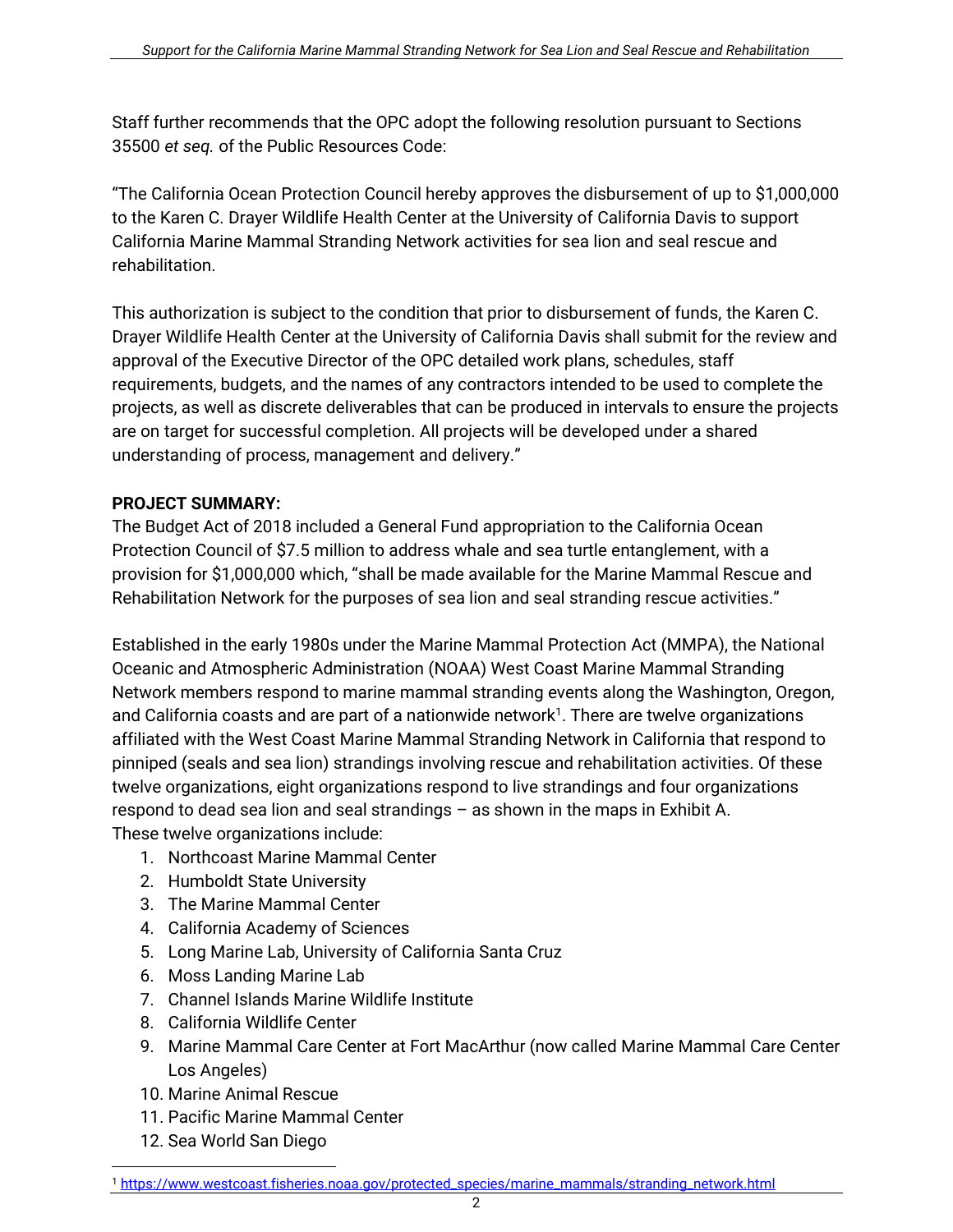Staff further recommends that the OPC adopt the following resolution pursuant to Sections 35500 *et seq.* of the Public Resources Code:

"The California Ocean Protection Council hereby approves the disbursement of up to $1,000,000 to the Karen C. Drayer Wildlife Health Center at the University of California Davis to support California Marine Mammal Stranding Network activities for sea lion and seal rescue and rehabilitation.

This authorization is subject to the condition that prior to disbursement of funds, the Karen C. Drayer Wildlife Health Center at the University of California Davis shall submit for the review and approval of the Executive Director of the OPC detailed work plans, schedules, staff requirements, budgets, and the names of any contractors intended to be used to complete the projects, as well as discrete deliverables that can be produced in intervals to ensure the projects are on target for successful completion. All projects will be developed under a shared understanding of process, management and delivery."

**PROJECT SUMMARY:**

The Budget Act of 2018 included a General Fund appropriation to the California Ocean Protection Council of $7.5 million to address whale and sea turtle entanglement, with a provision for $1,000,000 which, "shall be made available for the Marine Mammal Rescue and Rehabilitation Network for the purposes of sea lion and seal stranding rescue activities."

Established in the early 1980s under the Marine Mammal Protection Act (MMPA), the National Oceanic and Atmospheric Administration (NOAA) West Coast Marine Mammal Stranding Network members respond to marine mammal stranding events along the Washington, Oregon, and California coasts and are part of a nationwide network[1]. There are twelve organizations affiliated with the West Coast Marine Mammal Stranding Network in California that respond to pinniped (seals and sea lion) strandings involving rescue and rehabilitation activities. Of these twelve organizations, eight organizations respond to live strandings and four organizations respond to dead sea lion and seal strandings – as shown in the maps in Exhibit A. These twelve organizations include:

1. Northcoast Marine Mammal Center
2. Humboldt State University
3. The Marine Mammal Center
4. California Academy of Sciences
5. Long Marine Lab, University of California Santa Cruz
6. Moss Landing Marine Lab
7. Channel Islands Marine Wildlife Institute
8. California Wildlife Center
9. Marine Mammal Care Center at Fort MacArthur (now called Marine Mammal Care Center Los Angeles)
10. Marine Animal Rescue
11. Pacific Marine Mammal Center
12. Sea World San Diego

[1] https://www.westcoast.fisheries.noaa.gov/protected_species/marine_mammals/stranding_network.html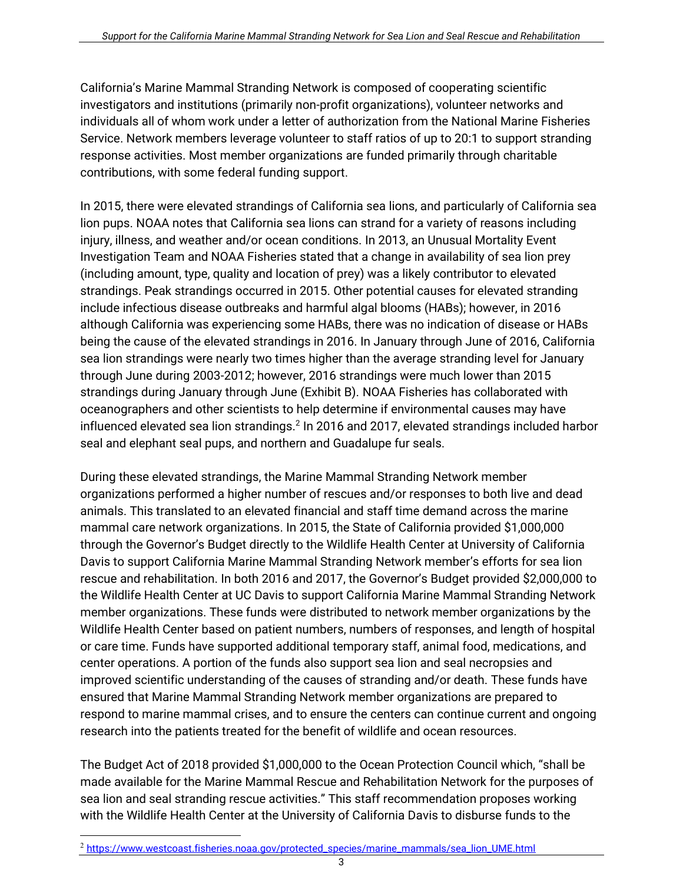California's Marine Mammal Stranding Network is composed of cooperating scientific investigators and institutions (primarily non-profit organizations), volunteer networks and individuals all of whom work under a letter of authorization from the National Marine Fisheries Service. Network members leverage volunteer to staff ratios of up to 20:1 to support stranding response activities. Most member organizations are funded primarily through charitable contributions, with some federal funding support.

In 2015, there were elevated strandings of California sea lions, and particularly of California sea lion pups. NOAA notes that California sea lions can strand for a variety of reasons including injury, illness, and weather and/or ocean conditions. In 2013, an Unusual Mortality Event Investigation Team and NOAA Fisheries stated that a change in availability of sea lion prey (including amount, type, quality and location of prey) was a likely contributor to elevated strandings. Peak strandings occurred in 2015. Other potential causes for elevated stranding include infectious disease outbreaks and harmful algal blooms (HABs); however, in 2016 although California was experiencing some HABs, there was no indication of disease or HABs being the cause of the elevated strandings in 2016. In January through June of 2016, California sea lion strandings were nearly two times higher than the average stranding level for January through June during 2003-2012; however, 2016 strandings were much lower than 2015 strandings during January through June (Exhibit B). NOAA Fisheries has collaborated with oceanographers and other scientists to help determine if environmental causes may have influenced elevated sea lion strandings.[2] In 2016 and 2017, elevated strandings included harbor seal and elephant seal pups, and northern and Guadalupe fur seals.

During these elevated strandings, the Marine Mammal Stranding Network member organizations performed a higher number of rescues and/or responses to both live and dead animals. This translated to an elevated financial and staff time demand across the marine mammal care network organizations. In 2015, the State of California provided $1,000,000 through the Governor's Budget directly to the Wildlife Health Center at University of California Davis to support California Marine Mammal Stranding Network member's efforts for sea lion rescue and rehabilitation. In both 2016 and 2017, the Governor's Budget provided $2,000,000 to the Wildlife Health Center at UC Davis to support California Marine Mammal Stranding Network member organizations. These funds were distributed to network member organizations by the Wildlife Health Center based on patient numbers, numbers of responses, and length of hospital or care time. Funds have supported additional temporary staff, animal food, medications, and center operations. A portion of the funds also support sea lion and seal necropsies and improved scientific understanding of the causes of stranding and/or death. These funds have ensured that Marine Mammal Stranding Network member organizations are prepared to respond to marine mammal crises, and to ensure the centers can continue current and ongoing research into the patients treated for the benefit of wildlife and ocean resources.

The Budget Act of 2018 provided $1,000,000 to the Ocean Protection Council which, "shall be made available for the Marine Mammal Rescue and Rehabilitation Network for the purposes of sea lion and seal stranding rescue activities." This staff recommendation proposes working with the Wildlife Health Center at the University of California Davis to disburse funds to the

[2] https://www.westcoast.fisheries.noaa.gov/protected_species/marine_mammals/sea_lion_UME.html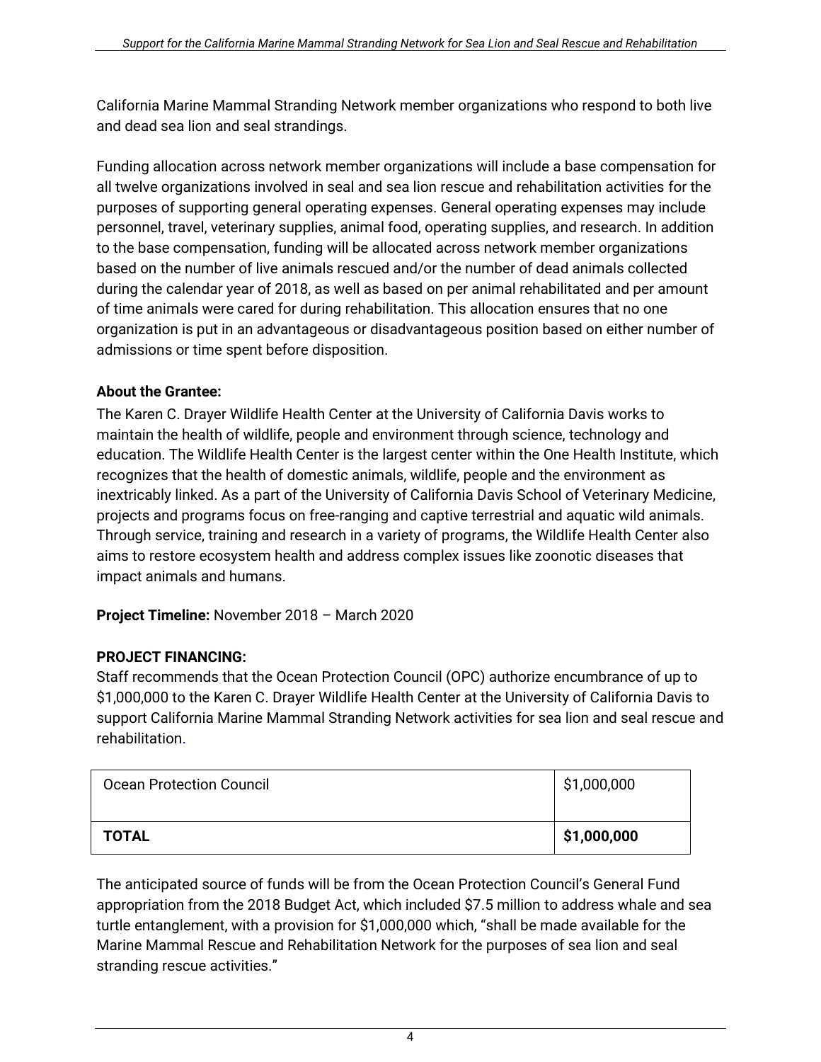California Marine Mammal Stranding Network member organizations who respond to both live and dead sea lion and seal strandings.

Funding allocation across network member organizations will include a base compensation for all twelve organizations involved in seal and sea lion rescue and rehabilitation activities for the purposes of supporting general operating expenses. General operating expenses may include personnel, travel, veterinary supplies, animal food, operating supplies, and research. In addition to the base compensation, funding will be allocated across network member organizations based on the number of live animals rescued and/or the number of dead animals collected during the calendar year of 2018, as well as based on per animal rehabilitated and per amount of time animals were cared for during rehabilitation. This allocation ensures that no one organization is put in an advantageous or disadvantageous position based on either number of admissions or time spent before disposition.

**About the Grantee:**
The Karen C. Drayer Wildlife Health Center at the University of California Davis works to maintain the health of wildlife, people and environment through science, technology and education. The Wildlife Health Center is the largest center within the One Health Institute, which recognizes that the health of domestic animals, wildlife, people and the environment as inextricably linked. As a part of the University of California Davis School of Veterinary Medicine, projects and programs focus on free-ranging and captive terrestrial and aquatic wild animals. Through service, training and research in a variety of programs, the Wildlife Health Center also aims to restore ecosystem health and address complex issues like zoonotic diseases that impact animals and humans.

**Project Timeline:** November 2018 – March 2020

**PROJECT FINANCING:**
Staff recommends that the Ocean Protection Council (OPC) authorize encumbrance of up to $1,000,000 to the Karen C. Drayer Wildlife Health Center at the University of California Davis to support California Marine Mammal Stranding Network activities for sea lion and seal rescue and rehabilitation.

| | |
|---|---|
| Ocean Protection Council | $1,000,000 |
| **TOTAL** | **$1,000,000** |

The anticipated source of funds will be from the Ocean Protection Council's General Fund appropriation from the 2018 Budget Act, which included $7.5 million to address whale and sea turtle entanglement, with a provision for $1,000,000 which, "shall be made available for the Marine Mammal Rescue and Rehabilitation Network for the purposes of sea lion and seal stranding rescue activities."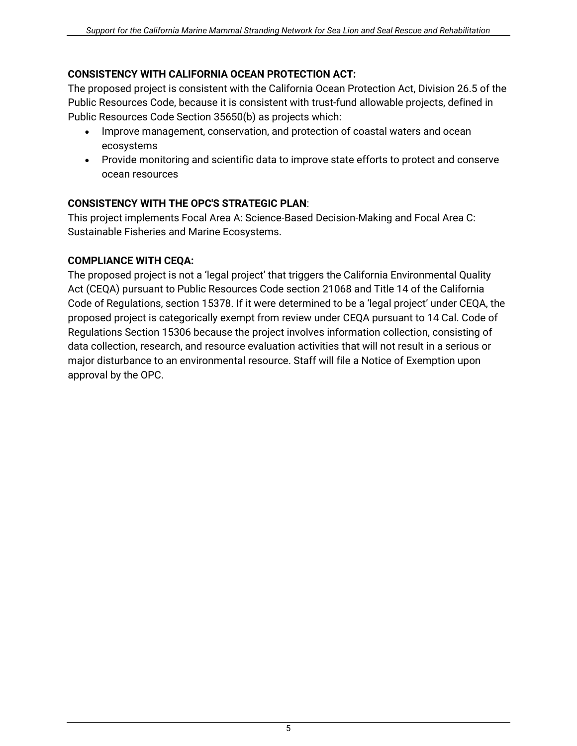**CONSISTENCY WITH CALIFORNIA OCEAN PROTECTION ACT:**
The proposed project is consistent with the California Ocean Protection Act, Division 26.5 of the Public Resources Code, because it is consistent with trust-fund allowable projects, defined in Public Resources Code Section 35650(b) as projects which:

- Improve management, conservation, and protection of coastal waters and ocean ecosystems
- Provide monitoring and scientific data to improve state efforts to protect and conserve ocean resources

**CONSISTENCY WITH THE OPC'S STRATEGIC PLAN**:
This project implements Focal Area A: Science-Based Decision-Making and Focal Area C: Sustainable Fisheries and Marine Ecosystems.

**COMPLIANCE WITH CEQA:**
The proposed project is not a 'legal project' that triggers the California Environmental Quality Act (CEQA) pursuant to Public Resources Code section 21068 and Title 14 of the California Code of Regulations, section 15378. If it were determined to be a 'legal project' under CEQA, the proposed project is categorically exempt from review under CEQA pursuant to 14 Cal. Code of Regulations Section 15306 because the project involves information collection, consisting of data collection, research, and resource evaluation activities that will not result in a serious or major disturbance to an environmental resource. Staff will file a Notice of Exemption upon approval by the OPC.